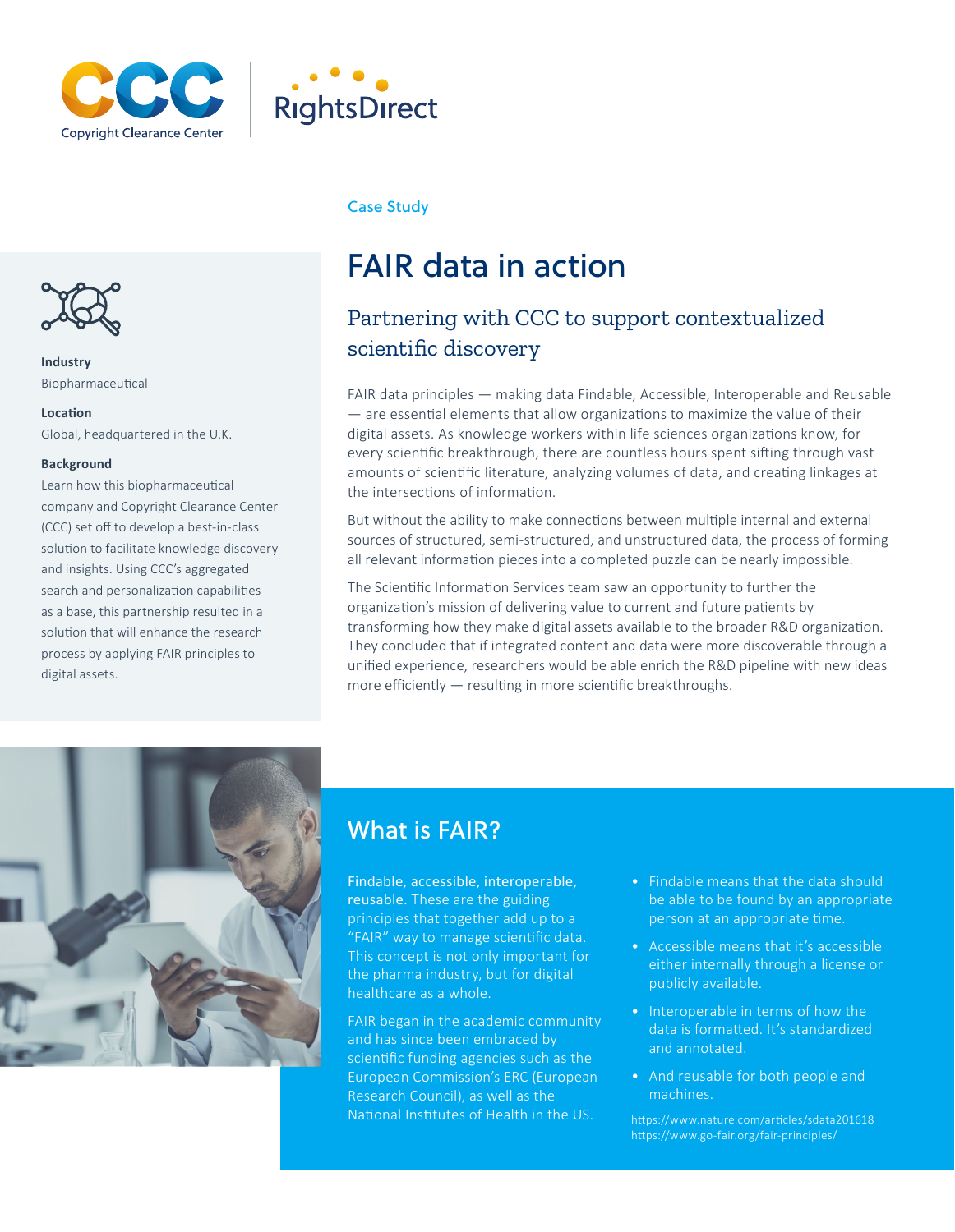Copyright Clearance Center | RightsDirect

Case Study

# FAIR data in action

## Partnering with CCC to support contextualized scientific discovery

**Industry**
Biopharmaceutical

**Location**
Global, headquartered in the U.K.

**Background**
Learn how this biopharmaceutical company and Copyright Clearance Center (CCC) set off to develop a best-in-class solution to facilitate knowledge discovery and insights. Using CCC's aggregated search and personalization capabilities as a base, this partnership resulted in a solution that will enhance the research process by applying FAIR principles to digital assets.

FAIR data principles — making data Findable, Accessible, Interoperable and Reusable — are essential elements that allow organizations to maximize the value of their digital assets. As knowledge workers within life sciences organizations know, for every scientific breakthrough, there are countless hours spent sifting through vast amounts of scientific literature, analyzing volumes of data, and creating linkages at the intersections of information.

But without the ability to make connections between multiple internal and external sources of structured, semi-structured, and unstructured data, the process of forming all relevant information pieces into a completed puzzle can be nearly impossible.

The Scientific Information Services team saw an opportunity to further the organization's mission of delivering value to current and future patients by transforming how they make digital assets available to the broader R&D organization. They concluded that if integrated content and data were more discoverable through a unified experience, researchers would be able enrich the R&D pipeline with new ideas more efficiently — resulting in more scientific breakthroughs.

## What is FAIR?

**Findable, accessible, interoperable, reusable.** These are the guiding principles that together add up to a "FAIR" way to manage scientific data. This concept is not only important for the pharma industry, but for digital healthcare as a whole.

FAIR began in the academic community and has since been embraced by scientific funding agencies such as the European Commission's ERC (European Research Council), as well as the National Institutes of Health in the US.

- Findable means that the data should be able to be found by an appropriate person at an appropriate time.
- Accessible means that it's accessible either internally through a license or publicly available.
- Interoperable in terms of how the data is formatted. It's standardized and annotated.
- And reusable for both people and machines.

https://www.nature.com/articles/sdata201618
https://www.go-fair.org/fair-principles/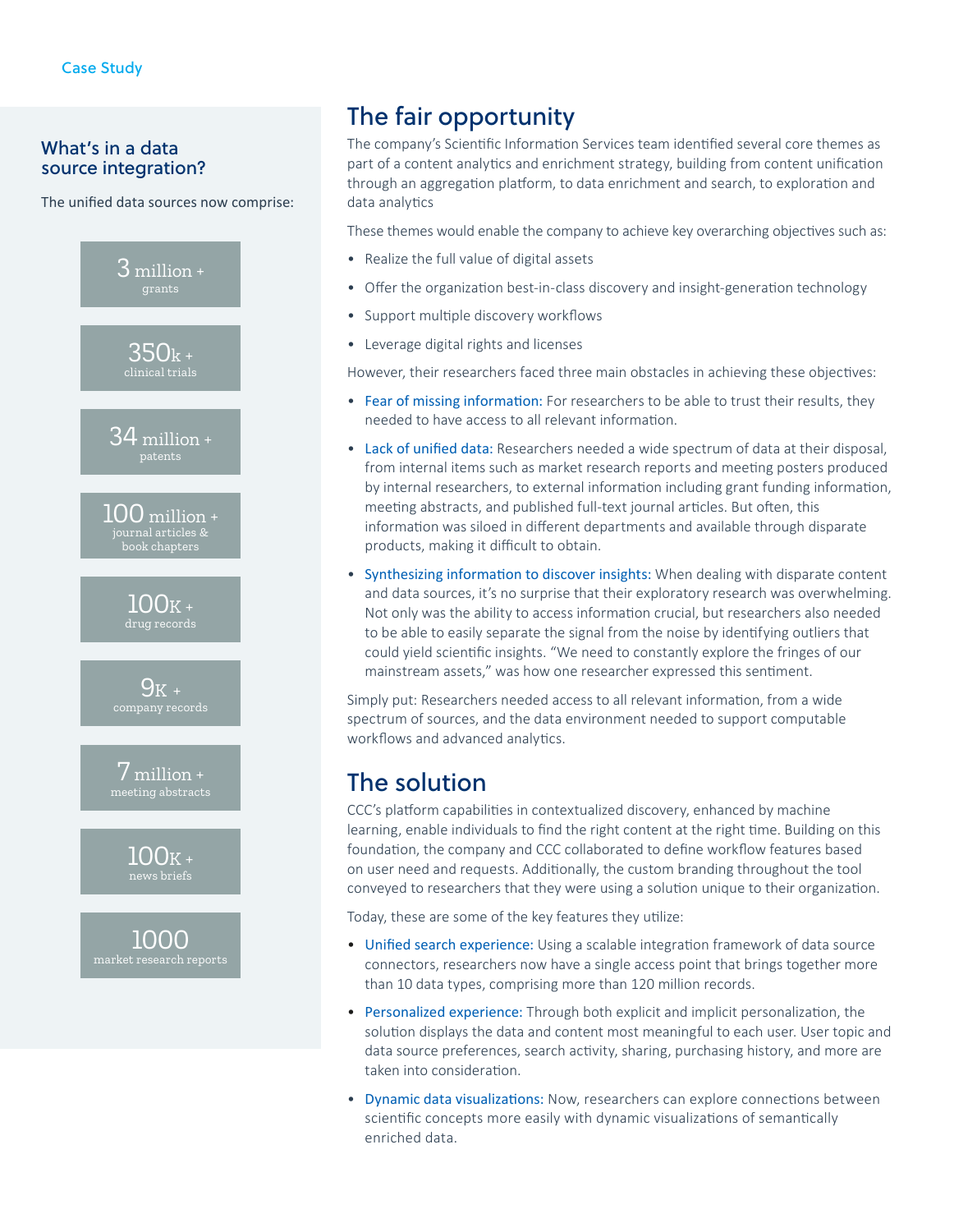## What's in a data source integration?

The unified data sources now comprise:

- 3 million + grants
- 350k + clinical trials
- 34 million + patents
- 100 million + journal articles & book chapters
- 100K + drug records
- 9K + company records
- 7 million + meeting abstracts
- 100K + news briefs
- 1000 market research reports

## The fair opportunity

The company's Scientific Information Services team identified several core themes as part of a content analytics and enrichment strategy, building from content unification through an aggregation platform, to data enrichment and search, to exploration and data analytics

These themes would enable the company to achieve key overarching objectives such as:

- Realize the full value of digital assets
- Offer the organization best-in-class discovery and insight-generation technology
- Support multiple discovery workflows
- Leverage digital rights and licenses

However, their researchers faced three main obstacles in achieving these objectives:

- Fear of missing information: For researchers to be able to trust their results, they needed to have access to all relevant information.
- Lack of unified data: Researchers needed a wide spectrum of data at their disposal, from internal items such as market research reports and meeting posters produced by internal researchers, to external information including grant funding information, meeting abstracts, and published full-text journal articles. But often, this information was siloed in different departments and available through disparate products, making it difficult to obtain.
- Synthesizing information to discover insights: When dealing with disparate content and data sources, it's no surprise that their exploratory research was overwhelming. Not only was the ability to access information crucial, but researchers also needed to be able to easily separate the signal from the noise by identifying outliers that could yield scientific insights. "We need to constantly explore the fringes of our mainstream assets," was how one researcher expressed this sentiment.

Simply put: Researchers needed access to all relevant information, from a wide spectrum of sources, and the data environment needed to support computable workflows and advanced analytics.

## The solution

CCC's platform capabilities in contextualized discovery, enhanced by machine learning, enable individuals to find the right content at the right time. Building on this foundation, the company and CCC collaborated to define workflow features based on user need and requests. Additionally, the custom branding throughout the tool conveyed to researchers that they were using a solution unique to their organization.

Today, these are some of the key features they utilize:

- Unified search experience: Using a scalable integration framework of data source connectors, researchers now have a single access point that brings together more than 10 data types, comprising more than 120 million records.
- Personalized experience: Through both explicit and implicit personalization, the solution displays the data and content most meaningful to each user. User topic and data source preferences, search activity, sharing, purchasing history, and more are taken into consideration.
- Dynamic data visualizations: Now, researchers can explore connections between scientific concepts more easily with dynamic visualizations of semantically enriched data.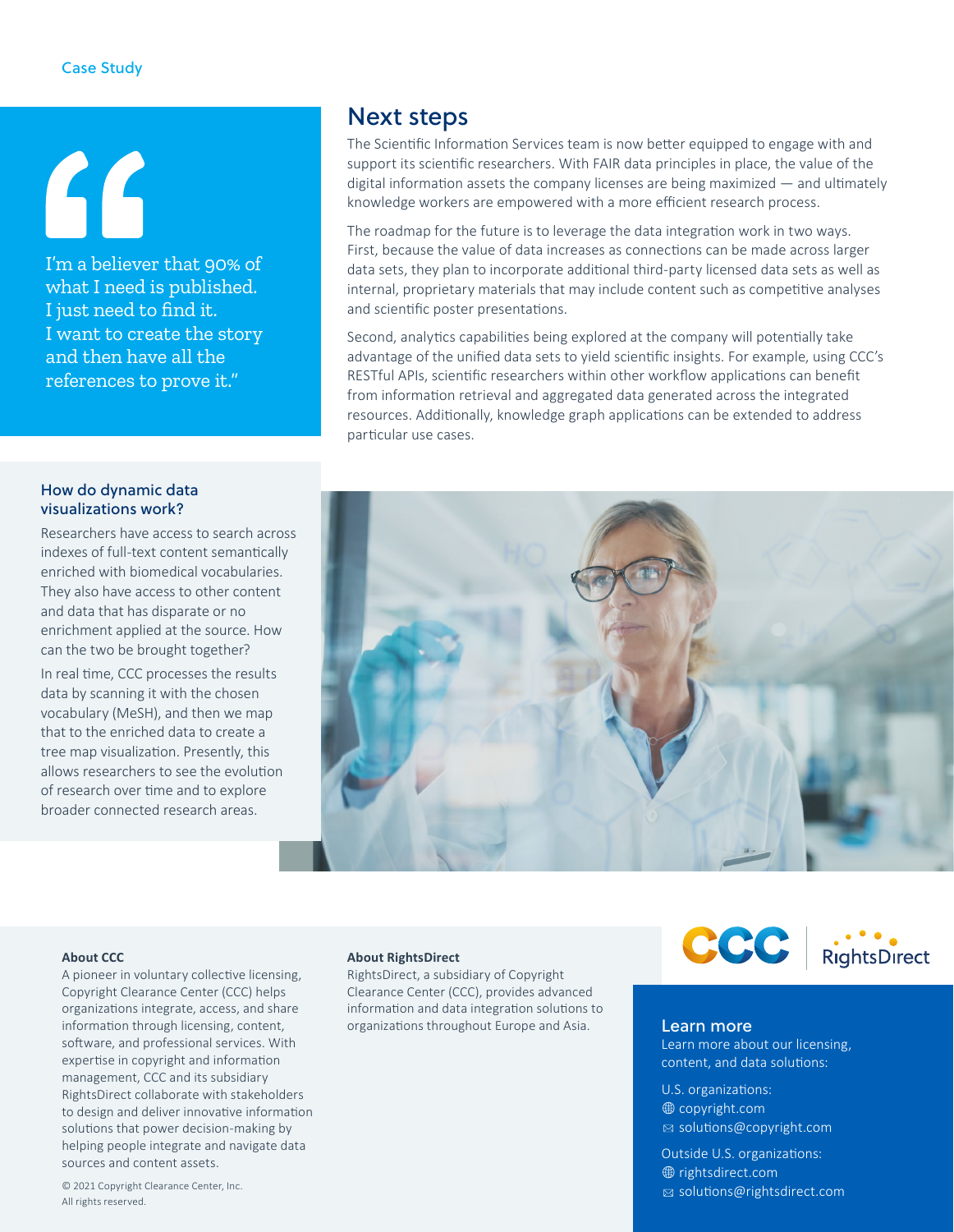Case Study

> I'm a believer that 90% of what I need is published. I just need to find it. I want to create the story and then have all the references to prove it."

## Next steps

The Scientific Information Services team is now better equipped to engage with and support its scientific researchers. With FAIR data principles in place, the value of the digital information assets the company licenses are being maximized — and ultimately knowledge workers are empowered with a more efficient research process.

The roadmap for the future is to leverage the data integration work in two ways. First, because the value of data increases as connections can be made across larger data sets, they plan to incorporate additional third-party licensed data sets as well as internal, proprietary materials that may include content such as competitive analyses and scientific poster presentations.

Second, analytics capabilities being explored at the company will potentially take advantage of the unified data sets to yield scientific insights. For example, using CCC's RESTful APIs, scientific researchers within other workflow applications can benefit from information retrieval and aggregated data generated across the integrated resources. Additionally, knowledge graph applications can be extended to address particular use cases.

### How do dynamic data visualizations work?

Researchers have access to search across indexes of full-text content semantically enriched with biomedical vocabularies. They also have access to other content and data that has disparate or no enrichment applied at the source. How can the two be brought together?

In real time, CCC processes the results data by scanning it with the chosen vocabulary (MeSH), and then we map that to the enriched data to create a tree map visualization. Presently, this allows researchers to see the evolution of research over time and to explore broader connected research areas.

**About CCC**

A pioneer in voluntary collective licensing, Copyright Clearance Center (CCC) helps organizations integrate, access, and share information through licensing, content, software, and professional services. With expertise in copyright and information management, CCC and its subsidiary RightsDirect collaborate with stakeholders to design and deliver innovative information solutions that power decision-making by helping people integrate and navigate data sources and content assets.

© 2021 Copyright Clearance Center, Inc.
All rights reserved.

**About RightsDirect**

RightsDirect, a subsidiary of Copyright Clearance Center (CCC), provides advanced information and data integration solutions to organizations throughout Europe and Asia.

CCC | RightsDirect

### Learn more

Learn more about our licensing, content, and data solutions:

U.S. organizations:
copyright.com
solutions@copyright.com

Outside U.S. organizations:
rightsdirect.com
solutions@rightsdirect.com